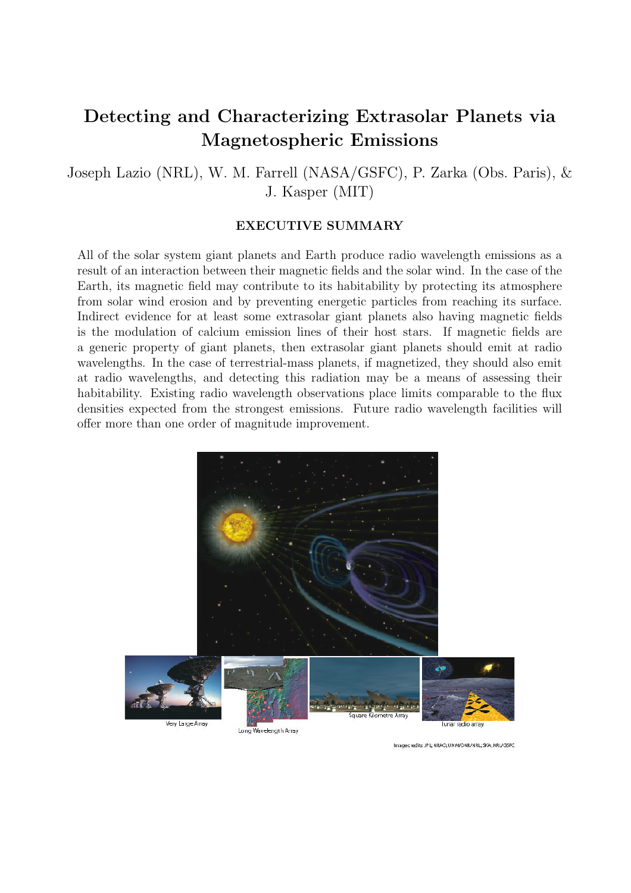# Detecting and Characterizing Extrasolar Planets via Magnetospheric Emissions

Joseph Lazio (NRL), W. M. Farrell (NASA/GSFC), P. Zarka (Obs. Paris), & J. Kasper (MIT)

## EXECUTIVE SUMMARY

All of the solar system giant planets and Earth produce radio wavelength emissions as a result of an interaction between their magnetic fields and the solar wind. In the case of the Earth, its magnetic field may contribute to its habitability by protecting its atmosphere from solar wind erosion and by preventing energetic particles from reaching its surface. Indirect evidence for at least some extrasolar giant planets also having magnetic fields is the modulation of calcium emission lines of their host stars. If magnetic fields are a generic property of giant planets, then extrasolar giant planets should emit at radio wavelengths. In the case of terrestrial-mass planets, if magnetized, they should also emit at radio wavelengths, and detecting this radiation may be a means of assessing their habitability. Existing radio wavelength observations place limits comparable to the flux densities expected from the strongest emissions. Future radio wavelength facilities will offer more than one order of magnitude improvement.

Very Large Array

Long Wavelength Array

Square Kilometre Array

lunar radio array

Image credits: JPL, NRAO; UNM/ONR/NRL; SKA, NRL/GSFC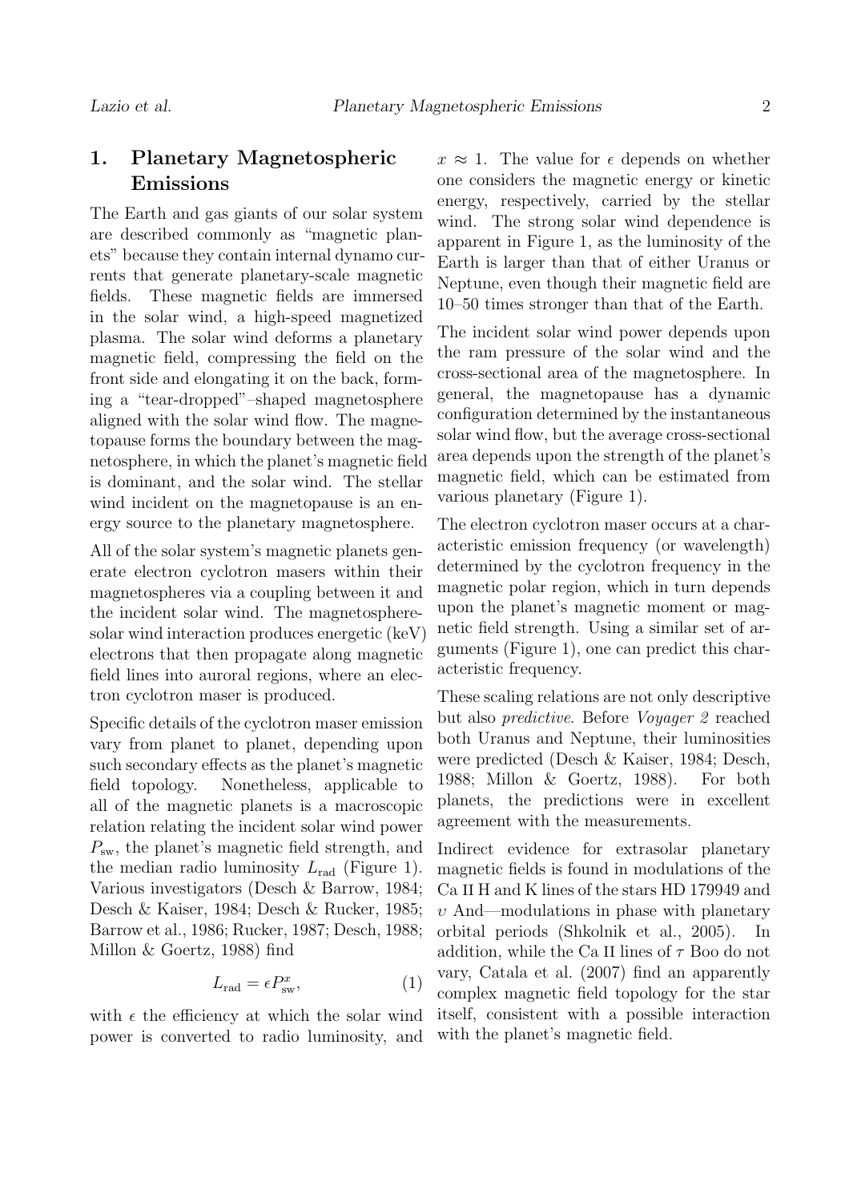## 1. Planetary Magnetospheric Emissions

The Earth and gas giants of our solar system are described commonly as "magnetic planets" because they contain internal dynamo currents that generate planetary-scale magnetic fields. These magnetic fields are immersed in the solar wind, a high-speed magnetized plasma. The solar wind deforms a planetary magnetic field, compressing the field on the front side and elongating it on the back, forming a "tear-dropped"–shaped magnetosphere aligned with the solar wind flow. The magnetopause forms the boundary between the magnetosphere, in which the planet's magnetic field is dominant, and the solar wind. The stellar wind incident on the magnetopause is an energy source to the planetary magnetosphere.

All of the solar system's magnetic planets generate electron cyclotron masers within their magnetospheres via a coupling between it and the incident solar wind. The magnetosphere-solar wind interaction produces energetic (keV) electrons that then propagate along magnetic field lines into auroral regions, where an electron cyclotron maser is produced.

Specific details of the cyclotron maser emission vary from planet to planet, depending upon such secondary effects as the planet's magnetic field topology. Nonetheless, applicable to all of the magnetic planets is a macroscopic relation relating the incident solar wind power $P_{\mathrm{sw}}$, the planet's magnetic field strength, and the median radio luminosity $L_{\mathrm{rad}}$ (Figure 1). Various investigators (Desch & Barrow, 1984; Desch & Kaiser, 1984; Desch & Rucker, 1985; Barrow et al., 1986; Rucker, 1987; Desch, 1988; Millon & Goertz, 1988) find

$$L_{\mathrm{rad}} = \epsilon P_{\mathrm{sw}}^{x}, \tag{1}$$

with $\epsilon$ the efficiency at which the solar wind power is converted to radio luminosity, and $x \approx 1$. The value for $\epsilon$ depends on whether one considers the magnetic energy or kinetic energy, respectively, carried by the stellar wind. The strong solar wind dependence is apparent in Figure 1, as the luminosity of the Earth is larger than that of either Uranus or Neptune, even though their magnetic field are 10–50 times stronger than that of the Earth.

The incident solar wind power depends upon the ram pressure of the solar wind and the cross-sectional area of the magnetosphere. In general, the magnetopause has a dynamic configuration determined by the instantaneous solar wind flow, but the average cross-sectional area depends upon the strength of the planet's magnetic field, which can be estimated from various planetary (Figure 1).

The electron cyclotron maser occurs at a characteristic emission frequency (or wavelength) determined by the cyclotron frequency in the magnetic polar region, which in turn depends upon the planet's magnetic moment or magnetic field strength. Using a similar set of arguments (Figure 1), one can predict this characteristic frequency.

These scaling relations are not only descriptive but also *predictive*. Before *Voyager 2* reached both Uranus and Neptune, their luminosities were predicted (Desch & Kaiser, 1984; Desch, 1988; Millon & Goertz, 1988). For both planets, the predictions were in excellent agreement with the measurements.

Indirect evidence for extrasolar planetary magnetic fields is found in modulations of the Ca II H and K lines of the stars HD 179949 and $\upsilon$ And—modulations in phase with planetary orbital periods (Shkolnik et al., 2005). In addition, while the Ca II lines of $\tau$ Boo do not vary, Catala et al. (2007) find an apparently complex magnetic field topology for the star itself, consistent with a possible interaction with the planet's magnetic field.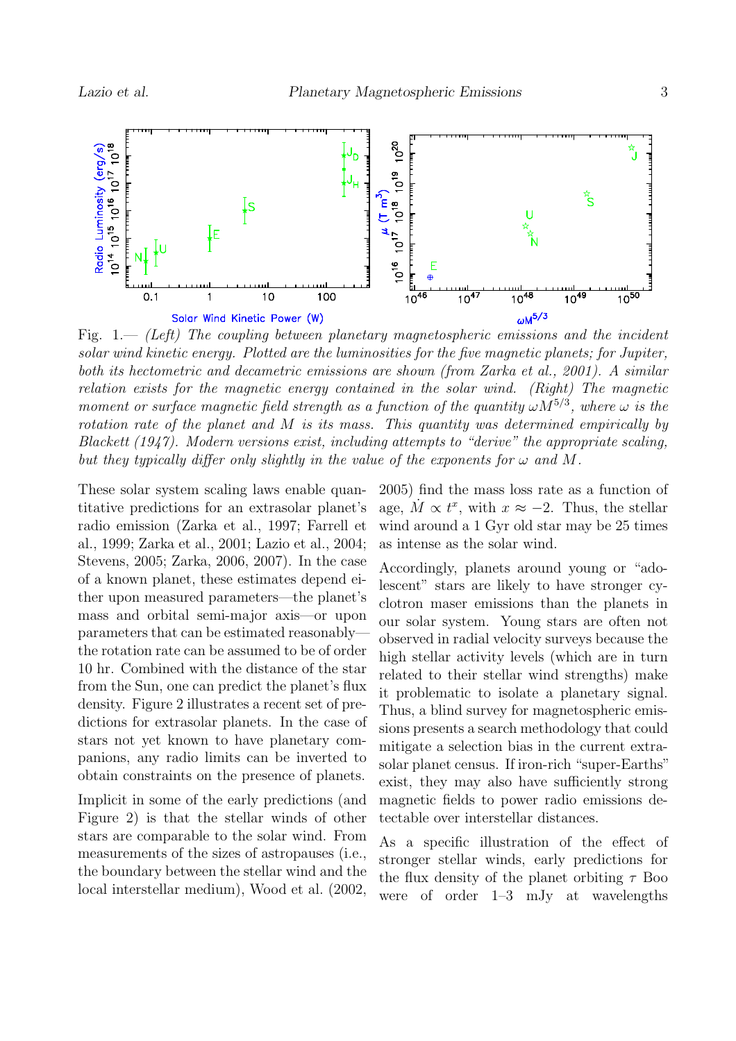Fig. 1.— *(Left) The coupling between planetary magnetospheric emissions and the incident solar wind kinetic energy. Plotted are the luminosities for the five magnetic planets; for Jupiter, both its hectometric and decametric emissions are shown (from Zarka et al., 2001). A similar relation exists for the magnetic energy contained in the solar wind. (Right) The magnetic moment or surface magnetic field strength as a function of the quantity $\omega M^{5/3}$, where $\omega$ is the rotation rate of the planet and $M$ is its mass. This quantity was determined empirically by Blackett (1947). Modern versions exist, including attempts to "derive" the appropriate scaling, but they typically differ only slightly in the value of the exponents for $\omega$ and $M$.*

These solar system scaling laws enable quantitative predictions for an extrasolar planet's radio emission (Zarka et al., 1997; Farrell et al., 1999; Zarka et al., 2001; Lazio et al., 2004; Stevens, 2005; Zarka, 2006, 2007). In the case of a known planet, these estimates depend either upon measured parameters—the planet's mass and orbital semi-major axis—or upon parameters that can be estimated reasonably—the rotation rate can be assumed to be of order 10 hr. Combined with the distance of the star from the Sun, one can predict the planet's flux density. Figure 2 illustrates a recent set of predictions for extrasolar planets. In the case of stars not yet known to have planetary companions, any radio limits can be inverted to obtain constraints on the presence of planets.

Implicit in some of the early predictions (and Figure 2) is that the stellar winds of other stars are comparable to the solar wind. From measurements of the sizes of astropauses (i.e., the boundary between the stellar wind and the local interstellar medium), Wood et al. (2002, 2005) find the mass loss rate as a function of age, $\dot{M} \propto t^x$, with $x \approx -2$. Thus, the stellar wind around a 1 Gyr old star may be 25 times as intense as the solar wind.

Accordingly, planets around young or "adolescent" stars are likely to have stronger cyclotron maser emissions than the planets in our solar system. Young stars are often not observed in radial velocity surveys because the high stellar activity levels (which are in turn related to their stellar wind strengths) make it problematic to isolate a planetary signal. Thus, a blind survey for magnetospheric emissions presents a search methodology that could mitigate a selection bias in the current extrasolar planet census. If iron-rich "super-Earths" exist, they may also have sufficiently strong magnetic fields to power radio emissions detectable over interstellar distances.

As a specific illustration of the effect of stronger stellar winds, early predictions for the flux density of the planet orbiting $\tau$ Boo were of order 1–3 mJy at wavelengths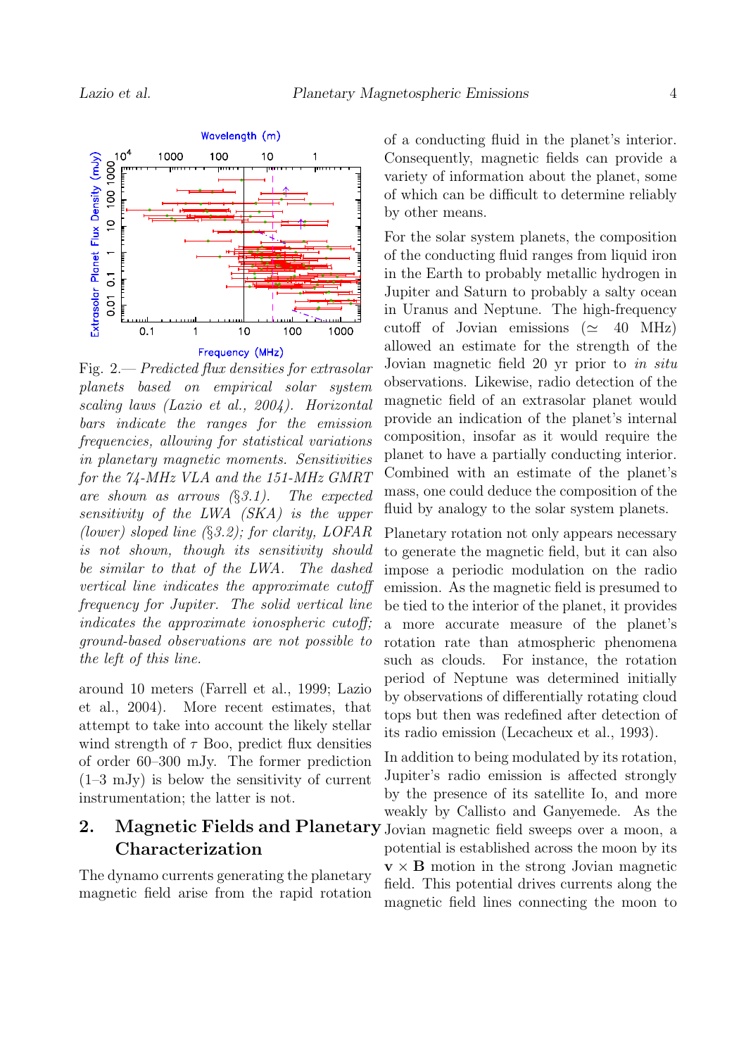Fig. 2.— *Predicted flux densities for extrasolar planets based on empirical solar system scaling laws (Lazio et al., 2004). Horizontal bars indicate the ranges for the emission frequencies, allowing for statistical variations in planetary magnetic moments. Sensitivities for the 74-MHz VLA and the 151-MHz GMRT are shown as arrows (§3.1). The expected sensitivity of the LWA (SKA) is the upper (lower) sloped line (§3.2); for clarity, LOFAR is not shown, though its sensitivity should be similar to that of the LWA. The dashed vertical line indicates the approximate cutoff frequency for Jupiter. The solid vertical line indicates the approximate ionospheric cutoff; ground-based observations are not possible to the left of this line.*

around 10 meters (Farrell et al., 1999; Lazio et al., 2004). More recent estimates, that attempt to take into account the likely stellar wind strength of $\tau$ Boo, predict flux densities of order 60–300 mJy. The former prediction (1–3 mJy) is below the sensitivity of current instrumentation; the latter is not.

## 2. Magnetic Fields and Planetary Characterization

The dynamo currents generating the planetary magnetic field arise from the rapid rotation of a conducting fluid in the planet's interior. Consequently, magnetic fields can provide a variety of information about the planet, some of which can be difficult to determine reliably by other means.

For the solar system planets, the composition of the conducting fluid ranges from liquid iron in the Earth to probably metallic hydrogen in Jupiter and Saturn to probably a salty ocean in Uranus and Neptune. The high-frequency cutoff of Jovian emissions ($\simeq$ 40 MHz) allowed an estimate for the strength of the Jovian magnetic field 20 yr prior to *in situ* observations. Likewise, radio detection of the magnetic field of an extrasolar planet would provide an indication of the planet's internal composition, insofar as it would require the planet to have a partially conducting interior. Combined with an estimate of the planet's mass, one could deduce the composition of the fluid by analogy to the solar system planets.

Planetary rotation not only appears necessary to generate the magnetic field, but it can also impose a periodic modulation on the radio emission. As the magnetic field is presumed to be tied to the interior of the planet, it provides a more accurate measure of the planet's rotation rate than atmospheric phenomena such as clouds. For instance, the rotation period of Neptune was determined initially by observations of differentially rotating cloud tops but then was redefined after detection of its radio emission (Lecacheux et al., 1993).

In addition to being modulated by its rotation, Jupiter's radio emission is affected strongly by the presence of its satellite Io, and more weakly by Callisto and Ganyemede. As the Jovian magnetic field sweeps over a moon, a potential is established across the moon by its $\mathbf{v} \times \mathbf{B}$ motion in the strong Jovian magnetic field. This potential drives currents along the magnetic field lines connecting the moon to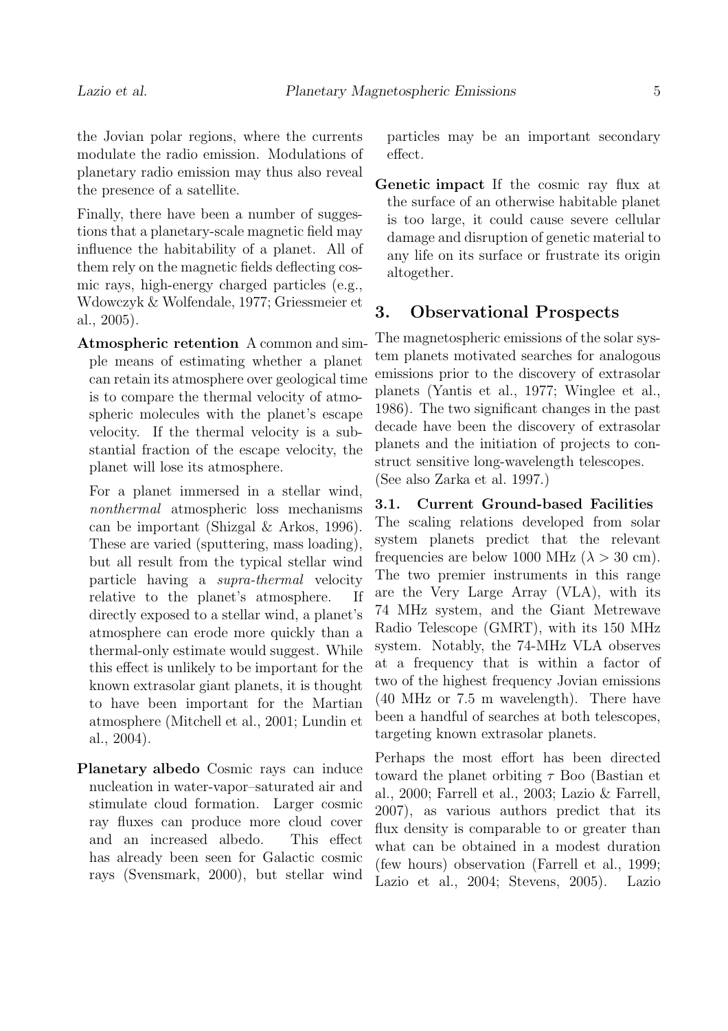the Jovian polar regions, where the currents modulate the radio emission. Modulations of planetary radio emission may thus also reveal the presence of a satellite.

Finally, there have been a number of suggestions that a planetary-scale magnetic field may influence the habitability of a planet. All of them rely on the magnetic fields deflecting cosmic rays, high-energy charged particles (e.g., Wdowczyk & Wolfendale, 1977; Griessmeier et al., 2005).

**Atmospheric retention** A common and simple means of estimating whether a planet can retain its atmosphere over geological time is to compare the thermal velocity of atmospheric molecules with the planet's escape velocity. If the thermal velocity is a substantial fraction of the escape velocity, the planet will lose its atmosphere.

For a planet immersed in a stellar wind, *nonthermal* atmospheric loss mechanisms can be important (Shizgal & Arkos, 1996). These are varied (sputtering, mass loading), but all result from the typical stellar wind particle having a *supra-thermal* velocity relative to the planet's atmosphere. If directly exposed to a stellar wind, a planet's atmosphere can erode more quickly than a thermal-only estimate would suggest. While this effect is unlikely to be important for the known extrasolar giant planets, it is thought to have been important for the Martian atmosphere (Mitchell et al., 2001; Lundin et al., 2004).

**Planetary albedo** Cosmic rays can induce nucleation in water-vapor–saturated air and stimulate cloud formation. Larger cosmic ray fluxes can produce more cloud cover and an increased albedo. This effect has already been seen for Galactic cosmic rays (Svensmark, 2000), but stellar wind particles may be an important secondary effect.

**Genetic impact** If the cosmic ray flux at the surface of an otherwise habitable planet is too large, it could cause severe cellular damage and disruption of genetic material to any life on its surface or frustrate its origin altogether.

## 3. Observational Prospects

The magnetospheric emissions of the solar system planets motivated searches for analogous emissions prior to the discovery of extrasolar planets (Yantis et al., 1977; Winglee et al., 1986). The two significant changes in the past decade have been the discovery of extrasolar planets and the initiation of projects to construct sensitive long-wavelength telescopes. (See also Zarka et al. 1997.)

### 3.1. Current Ground-based Facilities

The scaling relations developed from solar system planets predict that the relevant frequencies are below 1000 MHz ($\lambda > 30$ cm). The two premier instruments in this range are the Very Large Array (VLA), with its 74 MHz system, and the Giant Metrewave Radio Telescope (GMRT), with its 150 MHz system. Notably, the 74-MHz VLA observes at a frequency that is within a factor of two of the highest frequency Jovian emissions (40 MHz or 7.5 m wavelength). There have been a handful of searches at both telescopes, targeting known extrasolar planets.

Perhaps the most effort has been directed toward the planet orbiting $\tau$ Boo (Bastian et al., 2000; Farrell et al., 2003; Lazio & Farrell, 2007), as various authors predict that its flux density is comparable to or greater than what can be obtained in a modest duration (few hours) observation (Farrell et al., 1999; Lazio et al., 2004; Stevens, 2005). Lazio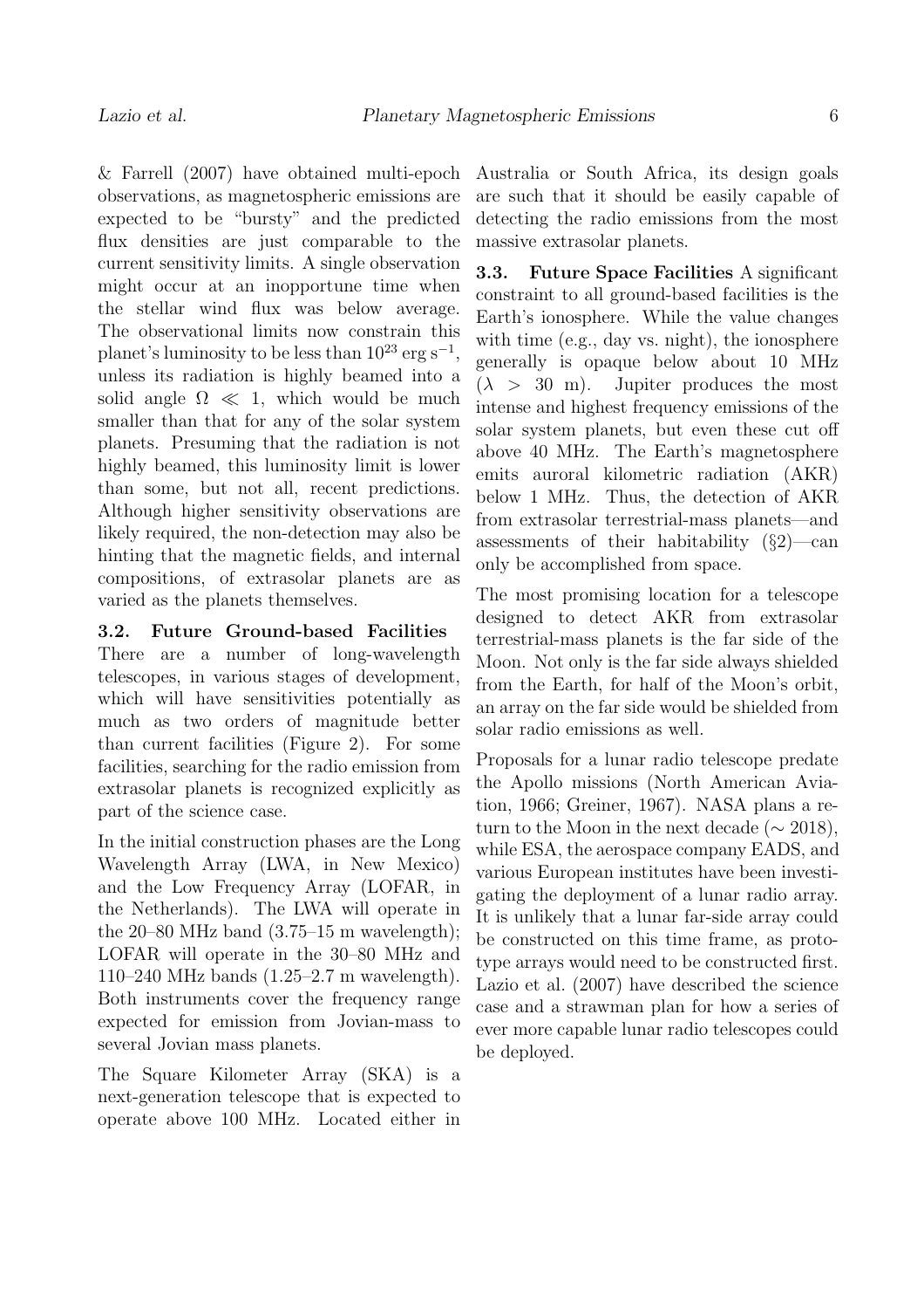& Farrell (2007) have obtained multi-epoch observations, as magnetospheric emissions are expected to be "bursty" and the predicted flux densities are just comparable to the current sensitivity limits. A single observation might occur at an inopportune time when the stellar wind flux was below average. The observational limits now constrain this planet's luminosity to be less than $10^{23}$ erg s$^{-1}$, unless its radiation is highly beamed into a solid angle $\Omega \ll 1$, which would be much smaller than that for any of the solar system planets. Presuming that the radiation is not highly beamed, this luminosity limit is lower than some, but not all, recent predictions. Although higher sensitivity observations are likely required, the non-detection may also be hinting that the magnetic fields, and internal compositions, of extrasolar planets are as varied as the planets themselves.

### 3.2. Future Ground-based Facilities

There are a number of long-wavelength telescopes, in various stages of development, which will have sensitivities potentially as much as two orders of magnitude better than current facilities (Figure 2). For some facilities, searching for the radio emission from extrasolar planets is recognized explicitly as part of the science case.

In the initial construction phases are the Long Wavelength Array (LWA, in New Mexico) and the Low Frequency Array (LOFAR, in the Netherlands). The LWA will operate in the 20–80 MHz band (3.75–15 m wavelength); LOFAR will operate in the 30–80 MHz and 110–240 MHz bands (1.25–2.7 m wavelength). Both instruments cover the frequency range expected for emission from Jovian-mass to several Jovian mass planets.

The Square Kilometer Array (SKA) is a next-generation telescope that is expected to operate above 100 MHz. Located either in Australia or South Africa, its design goals are such that it should be easily capable of detecting the radio emissions from the most massive extrasolar planets.

### 3.3. Future Space Facilities

A significant constraint to all ground-based facilities is the Earth's ionosphere. While the value changes with time (e.g., day vs. night), the ionosphere generally is opaque below about 10 MHz ($\lambda > 30$ m). Jupiter produces the most intense and highest frequency emissions of the solar system planets, but even these cut off above 40 MHz. The Earth's magnetosphere emits auroral kilometric radiation (AKR) below 1 MHz. Thus, the detection of AKR from extrasolar terrestrial-mass planets—and assessments of their habitability (§2)—can only be accomplished from space.

The most promising location for a telescope designed to detect AKR from extrasolar terrestrial-mass planets is the far side of the Moon. Not only is the far side always shielded from the Earth, for half of the Moon's orbit, an array on the far side would be shielded from solar radio emissions as well.

Proposals for a lunar radio telescope predate the Apollo missions (North American Aviation, 1966; Greiner, 1967). NASA plans a return to the Moon in the next decade ($\sim$ 2018), while ESA, the aerospace company EADS, and various European institutes have been investigating the deployment of a lunar radio array. It is unlikely that a lunar far-side array could be constructed on this time frame, as prototype arrays would need to be constructed first. Lazio et al. (2007) have described the science case and a strawman plan for how a series of ever more capable lunar radio telescopes could be deployed.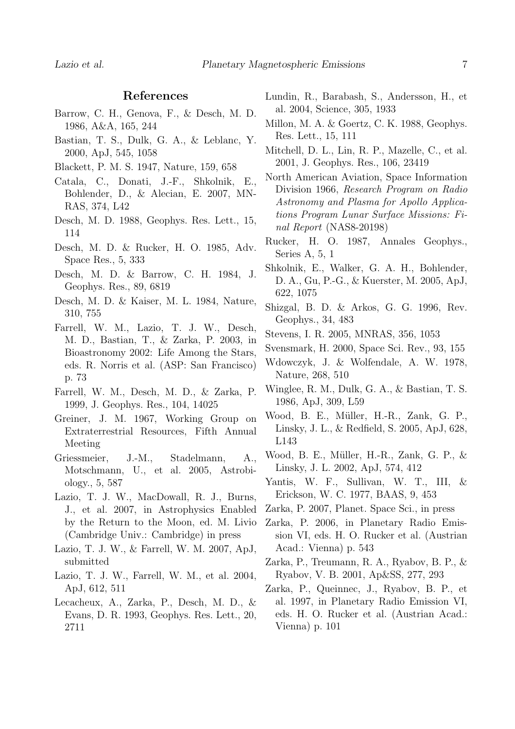## References

Barrow, C. H., Genova, F., & Desch, M. D. 1986, A&A, 165, 244

Bastian, T. S., Dulk, G. A., & Leblanc, Y. 2000, ApJ, 545, 1058

Blackett, P. M. S. 1947, Nature, 159, 658

Catala, C., Donati, J.-F., Shkolnik, E., Bohlender, D., & Alecian, E. 2007, MNRAS, 374, L42

Desch, M. D. 1988, Geophys. Res. Lett., 15, 114

Desch, M. D. & Rucker, H. O. 1985, Adv. Space Res., 5, 333

Desch, M. D. & Barrow, C. H. 1984, J. Geophys. Res., 89, 6819

Desch, M. D. & Kaiser, M. L. 1984, Nature, 310, 755

Farrell, W. M., Lazio, T. J. W., Desch, M. D., Bastian, T., & Zarka, P. 2003, in Bioastronomy 2002: Life Among the Stars, eds. R. Norris et al. (ASP: San Francisco) p. 73

Farrell, W. M., Desch, M. D., & Zarka, P. 1999, J. Geophys. Res., 104, 14025

Greiner, J. M. 1967, Working Group on Extraterrestrial Resources, Fifth Annual Meeting

Griessmeier, J.-M., Stadelmann, A., Motschmann, U., et al. 2005, Astrobiology., 5, 587

Lazio, T. J. W., MacDowall, R. J., Burns, J., et al. 2007, in Astrophysics Enabled by the Return to the Moon, ed. M. Livio (Cambridge Univ.: Cambridge) in press

Lazio, T. J. W., & Farrell, W. M. 2007, ApJ, submitted

Lazio, T. J. W., Farrell, W. M., et al. 2004, ApJ, 612, 511

Lecacheux, A., Zarka, P., Desch, M. D., & Evans, D. R. 1993, Geophys. Res. Lett., 20, 2711

Lundin, R., Barabash, S., Andersson, H., et al. 2004, Science, 305, 1933

Millon, M. A. & Goertz, C. K. 1988, Geophys. Res. Lett., 15, 111

Mitchell, D. L., Lin, R. P., Mazelle, C., et al. 2001, J. Geophys. Res., 106, 23419

North American Aviation, Space Information Division 1966, *Research Program on Radio Astronomy and Plasma for Apollo Applications Program Lunar Surface Missions: Final Report* (NAS8-20198)

Rucker, H. O. 1987, Annales Geophys., Series A, 5, 1

Shkolnik, E., Walker, G. A. H., Bohlender, D. A., Gu, P.-G., & Kuerster, M. 2005, ApJ, 622, 1075

Shizgal, B. D. & Arkos, G. G. 1996, Rev. Geophys., 34, 483

Stevens, I. R. 2005, MNRAS, 356, 1053

Svensmark, H. 2000, Space Sci. Rev., 93, 155

Wdowczyk, J. & Wolfendale, A. W. 1978, Nature, 268, 510

Winglee, R. M., Dulk, G. A., & Bastian, T. S. 1986, ApJ, 309, L59

Wood, B. E., Müller, H.-R., Zank, G. P., Linsky, J. L., & Redfield, S. 2005, ApJ, 628, L143

Wood, B. E., Müller, H.-R., Zank, G. P., & Linsky, J. L. 2002, ApJ, 574, 412

Yantis, W. F., Sullivan, W. T., III, & Erickson, W. C. 1977, BAAS, 9, 453

Zarka, P. 2007, Planet. Space Sci., in press

Zarka, P. 2006, in Planetary Radio Emission VI, eds. H. O. Rucker et al. (Austrian Acad.: Vienna) p. 543

Zarka, P., Treumann, R. A., Ryabov, B. P., & Ryabov, V. B. 2001, Ap&SS, 277, 293

Zarka, P., Queinnec, J., Ryabov, B. P., et al. 1997, in Planetary Radio Emission VI, eds. H. O. Rucker et al. (Austrian Acad.: Vienna) p. 101